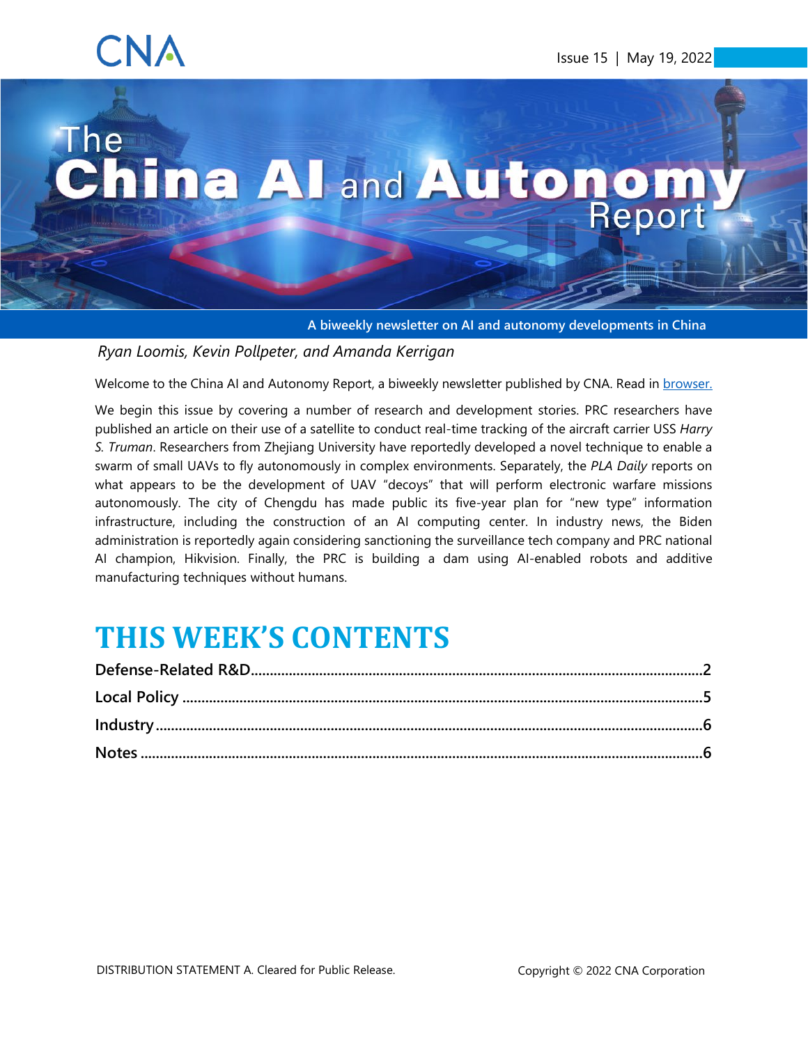CNA

Issue 15 | May 19, 2022

# The China AI and Autonomy Report

A biweekly newsletter on AI and autonomy developments in China

*Ryan Loomis, Kevin Pollpeter, and Amanda Kerrigan*

Welcome to the China AI and Autonomy Report, a biweekly newsletter published by CNA. Read in [browser.](#)

We begin this issue by covering a number of research and development stories. PRC researchers have published an article on their use of a satellite to conduct real-time tracking of the aircraft carrier USS *Harry S. Truman*. Researchers from Zhejiang University have reportedly developed a novel technique to enable a swarm of small UAVs to fly autonomously in complex environments. Separately, the *PLA Daily* reports on what appears to be the development of UAV "decoys" that will perform electronic warfare missions autonomously. The city of Chengdu has made public its five-year plan for "new type" information infrastructure, including the construction of an AI computing center. In industry news, the Biden administration is reportedly again considering sanctioning the surveillance tech company and PRC national AI champion, Hikvision. Finally, the PRC is building a dam using AI-enabled robots and additive manufacturing techniques without humans.

## THIS WEEK'S CONTENTS

**Defense-Related R&D**......2
**Local Policy**......5
**Industry**......6
**Notes**......6

DISTRIBUTION STATEMENT A. Cleared for Public Release.

Copyright © 2022 CNA Corporation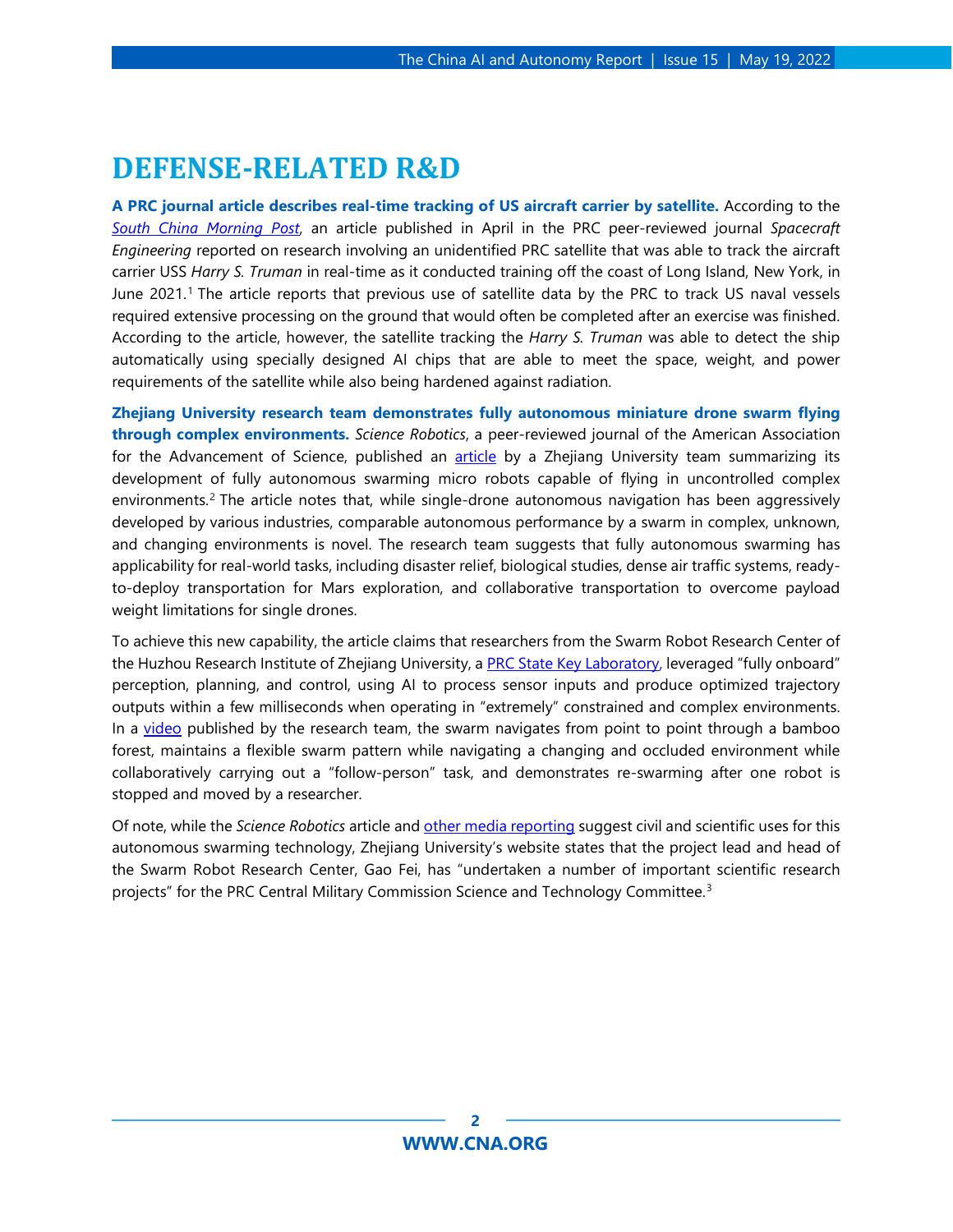# DEFENSE-RELATED R&D

**A PRC journal article describes real-time tracking of US aircraft carrier by satellite.** According to the *South China Morning Post*, an article published in April in the PRC peer-reviewed journal *Spacecraft Engineering* reported on research involving an unidentified PRC satellite that was able to track the aircraft carrier USS *Harry S. Truman* in real-time as it conducted training off the coast of Long Island, New York, in June 2021.[1] The article reports that previous use of satellite data by the PRC to track US naval vessels required extensive processing on the ground that would often be completed after an exercise was finished. According to the article, however, the satellite tracking the *Harry S. Truman* was able to detect the ship automatically using specially designed AI chips that are able to meet the space, weight, and power requirements of the satellite while also being hardened against radiation.

**Zhejiang University research team demonstrates fully autonomous miniature drone swarm flying through complex environments.** *Science Robotics*, a peer-reviewed journal of the American Association for the Advancement of Science, published an article by a Zhejiang University team summarizing its development of fully autonomous swarming micro robots capable of flying in uncontrolled complex environments.[2] The article notes that, while single-drone autonomous navigation has been aggressively developed by various industries, comparable autonomous performance by a swarm in complex, unknown, and changing environments is novel. The research team suggests that fully autonomous swarming has applicability for real-world tasks, including disaster relief, biological studies, dense air traffic systems, ready-to-deploy transportation for Mars exploration, and collaborative transportation to overcome payload weight limitations for single drones.

To achieve this new capability, the article claims that researchers from the Swarm Robot Research Center of the Huzhou Research Institute of Zhejiang University, a PRC State Key Laboratory, leveraged "fully onboard" perception, planning, and control, using AI to process sensor inputs and produce optimized trajectory outputs within a few milliseconds when operating in "extremely" constrained and complex environments. In a video published by the research team, the swarm navigates from point to point through a bamboo forest, maintains a flexible swarm pattern while navigating a changing and occluded environment while collaboratively carrying out a "follow-person" task, and demonstrates re-swarming after one robot is stopped and moved by a researcher.

Of note, while the *Science Robotics* article and other media reporting suggest civil and scientific uses for this autonomous swarming technology, Zhejiang University's website states that the project lead and head of the Swarm Robot Research Center, Gao Fei, has "undertaken a number of important scientific research projects" for the PRC Central Military Commission Science and Technology Committee.[3]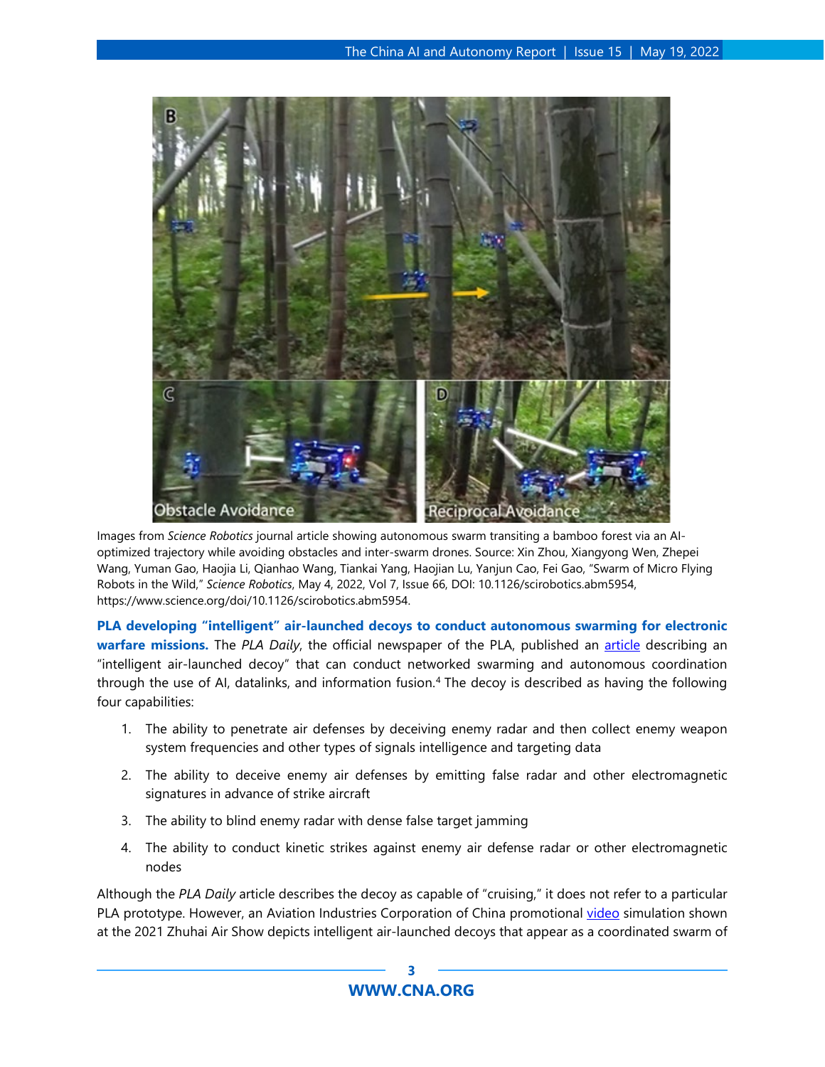Images from *Science Robotics* journal article showing autonomous swarm transiting a bamboo forest via an AI-optimized trajectory while avoiding obstacles and inter-swarm drones. Source: Xin Zhou, Xiangyong Wen, Zhepei Wang, Yuman Gao, Haojia Li, Qianhao Wang, Tiankai Yang, Haojian Lu, Yanjun Cao, Fei Gao, "Swarm of Micro Flying Robots in the Wild," *Science Robotics*, May 4, 2022, Vol 7, Issue 66, DOI: 10.1126/scirobotics.abm5954, https://www.science.org/doi/10.1126/scirobotics.abm5954.

**PLA developing "intelligent" air-launched decoys to conduct autonomous swarming for electronic warfare missions.** The *PLA Daily*, the official newspaper of the PLA, published an article describing an "intelligent air-launched decoy" that can conduct networked swarming and autonomous coordination through the use of AI, datalinks, and information fusion.[4] The decoy is described as having the following four capabilities:

1. The ability to penetrate air defenses by deceiving enemy radar and then collect enemy weapon system frequencies and other types of signals intelligence and targeting data
2. The ability to deceive enemy air defenses by emitting false radar and other electromagnetic signatures in advance of strike aircraft
3. The ability to blind enemy radar with dense false target jamming
4. The ability to conduct kinetic strikes against enemy air defense radar or other electromagnetic nodes

Although the *PLA Daily* article describes the decoy as capable of "cruising," it does not refer to a particular PLA prototype. However, an Aviation Industries Corporation of China promotional video simulation shown at the 2021 Zhuhai Air Show depicts intelligent air-launched decoys that appear as a coordinated swarm of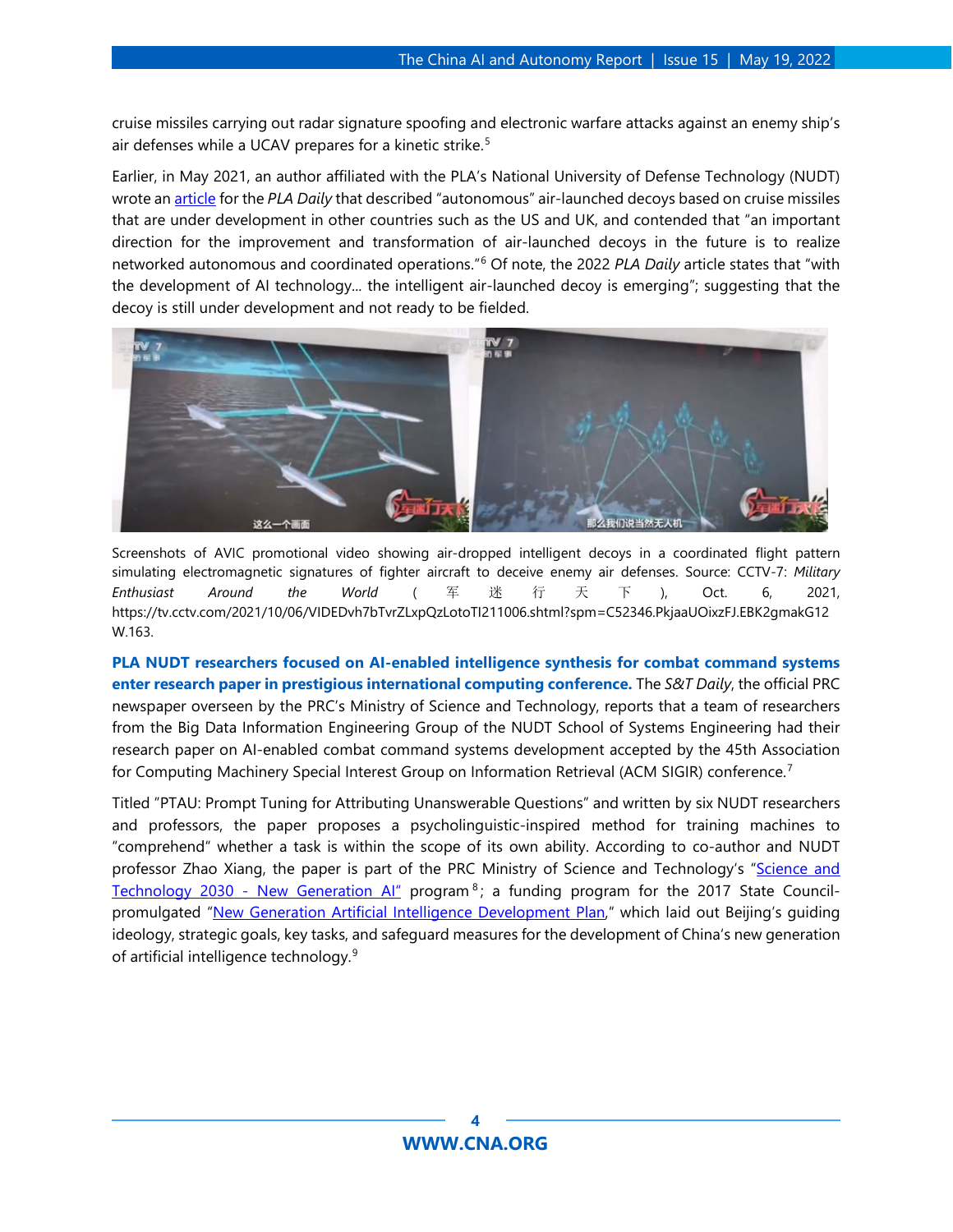cruise missiles carrying out radar signature spoofing and electronic warfare attacks against an enemy ship's air defenses while a UCAV prepares for a kinetic strike.[5]

Earlier, in May 2021, an author affiliated with the PLA's National University of Defense Technology (NUDT) wrote an article for the *PLA Daily* that described "autonomous" air-launched decoys based on cruise missiles that are under development in other countries such as the US and UK, and contended that "an important direction for the improvement and transformation of air-launched decoys in the future is to realize networked autonomous and coordinated operations."[6] Of note, the 2022 *PLA Daily* article states that "with the development of AI technology... the intelligent air-launched decoy is emerging"; suggesting that the decoy is still under development and not ready to be fielded.

Screenshots of AVIC promotional video showing air-dropped intelligent decoys in a coordinated flight pattern simulating electromagnetic signatures of fighter aircraft to deceive enemy air defenses. Source: CCTV-7: *Military Enthusiast Around the World* (军迷行天下), Oct. 6, 2021, https://tv.cctv.com/2021/10/06/VIDEDvh7bTvrZLxpQzLotoTI211006.shtml?spm=C52346.PkjaaUOixzFJ.EBK2gmakG12W.163.

**PLA NUDT researchers focused on AI-enabled intelligence synthesis for combat command systems enter research paper in prestigious international computing conference.** The *S&T Daily*, the official PRC newspaper overseen by the PRC's Ministry of Science and Technology, reports that a team of researchers from the Big Data Information Engineering Group of the NUDT School of Systems Engineering had their research paper on AI-enabled combat command systems development accepted by the 45th Association for Computing Machinery Special Interest Group on Information Retrieval (ACM SIGIR) conference.[7]

Titled "PTAU: Prompt Tuning for Attributing Unanswerable Questions" and written by six NUDT researchers and professors, the paper proposes a psycholinguistic-inspired method for training machines to "comprehend" whether a task is within the scope of its own ability. According to co-author and NUDT professor Zhao Xiang, the paper is part of the PRC Ministry of Science and Technology's "Science and Technology 2030 - New Generation AI" program[8]; a funding program for the 2017 State Council-promulgated "New Generation Artificial Intelligence Development Plan," which laid out Beijing's guiding ideology, strategic goals, key tasks, and safeguard measures for the development of China's new generation of artificial intelligence technology.[9]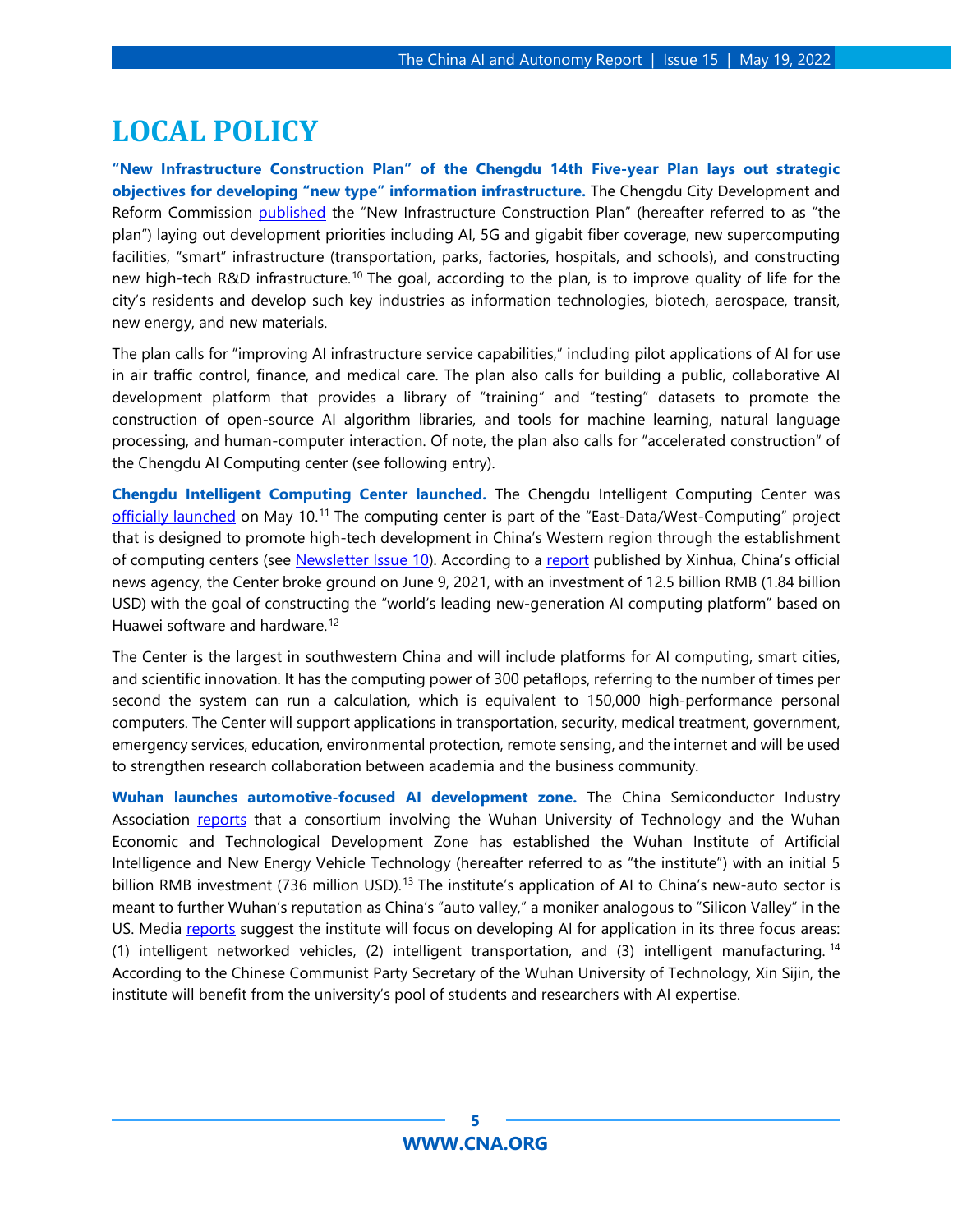# LOCAL POLICY

**"New Infrastructure Construction Plan" of the Chengdu 14th Five-year Plan lays out strategic objectives for developing "new type" information infrastructure.** The Chengdu City Development and Reform Commission published the "New Infrastructure Construction Plan" (hereafter referred to as "the plan") laying out development priorities including AI, 5G and gigabit fiber coverage, new supercomputing facilities, "smart" infrastructure (transportation, parks, factories, hospitals, and schools), and constructing new high-tech R&D infrastructure.[10] The goal, according to the plan, is to improve quality of life for the city's residents and develop such key industries as information technologies, biotech, aerospace, transit, new energy, and new materials.

The plan calls for "improving AI infrastructure service capabilities," including pilot applications of AI for use in air traffic control, finance, and medical care. The plan also calls for building a public, collaborative AI development platform that provides a library of "training" and "testing" datasets to promote the construction of open-source AI algorithm libraries, and tools for machine learning, natural language processing, and human-computer interaction. Of note, the plan also calls for "accelerated construction" of the Chengdu AI Computing center (see following entry).

**Chengdu Intelligent Computing Center launched.** The Chengdu Intelligent Computing Center was officially launched on May 10.[11] The computing center is part of the "East-Data/West-Computing" project that is designed to promote high-tech development in China's Western region through the establishment of computing centers (see Newsletter Issue 10). According to a report published by Xinhua, China's official news agency, the Center broke ground on June 9, 2021, with an investment of 12.5 billion RMB (1.84 billion USD) with the goal of constructing the "world's leading new-generation AI computing platform" based on Huawei software and hardware.[12]

The Center is the largest in southwestern China and will include platforms for AI computing, smart cities, and scientific innovation. It has the computing power of 300 petaflops, referring to the number of times per second the system can run a calculation, which is equivalent to 150,000 high-performance personal computers. The Center will support applications in transportation, security, medical treatment, government, emergency services, education, environmental protection, remote sensing, and the internet and will be used to strengthen research collaboration between academia and the business community.

**Wuhan launches automotive-focused AI development zone.** The China Semiconductor Industry Association reports that a consortium involving the Wuhan University of Technology and the Wuhan Economic and Technological Development Zone has established the Wuhan Institute of Artificial Intelligence and New Energy Vehicle Technology (hereafter referred to as "the institute") with an initial 5 billion RMB investment (736 million USD).[13] The institute's application of AI to China's new-auto sector is meant to further Wuhan's reputation as China's "auto valley," a moniker analogous to "Silicon Valley" in the US. Media reports suggest the institute will focus on developing AI for application in its three focus areas: (1) intelligent networked vehicles, (2) intelligent transportation, and (3) intelligent manufacturing.[14] According to the Chinese Communist Party Secretary of the Wuhan University of Technology, Xin Sijin, the institute will benefit from the university's pool of students and researchers with AI expertise.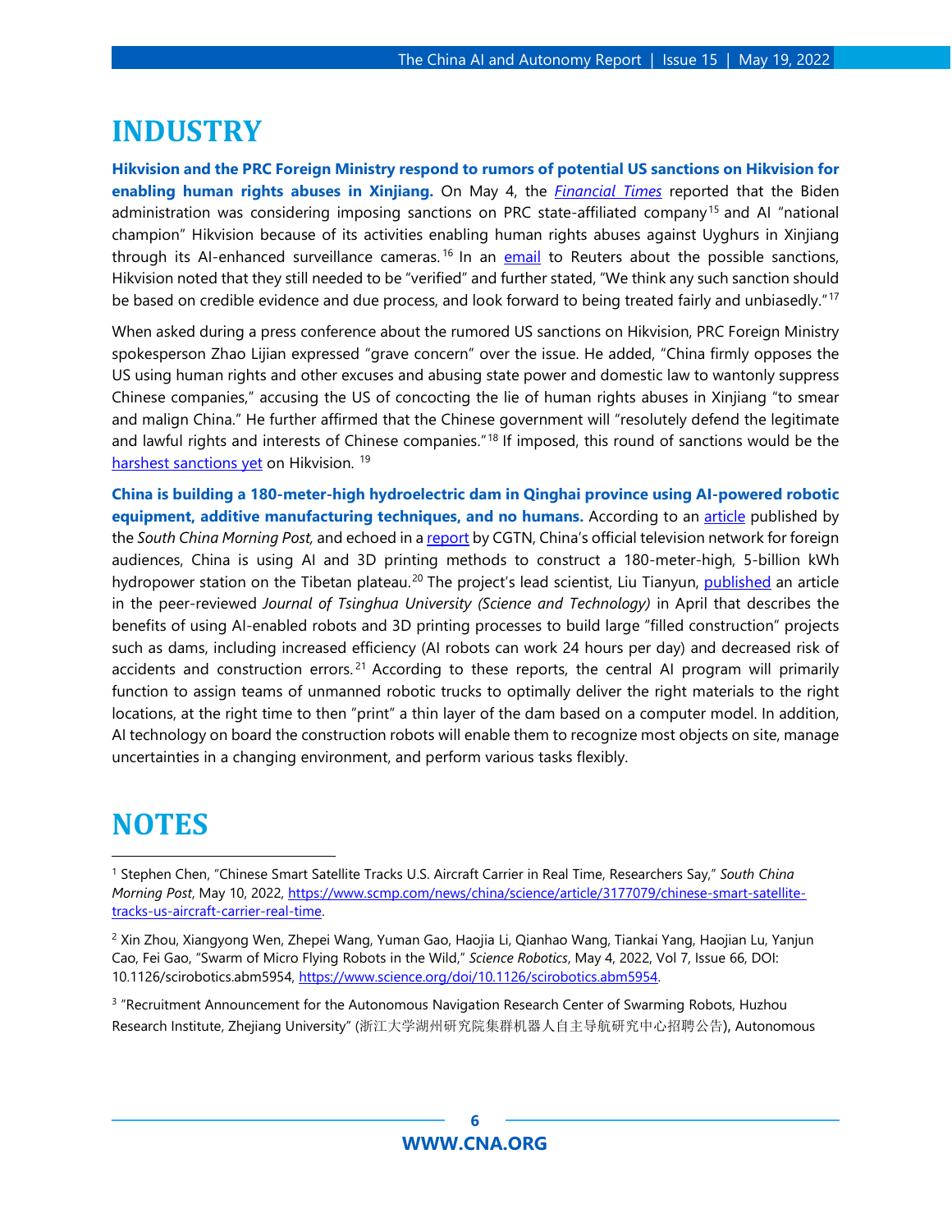# INDUSTRY

**Hikvision and the PRC Foreign Ministry respond to rumors of potential US sanctions on Hikvision for enabling human rights abuses in Xinjiang.** On May 4, the *Financial Times* reported that the Biden administration was considering imposing sanctions on PRC state-affiliated company[15] and AI "national champion" Hikvision because of its activities enabling human rights abuses against Uyghurs in Xinjiang through its AI-enhanced surveillance cameras.[16] In an email to Reuters about the possible sanctions, Hikvision noted that they still needed to be "verified" and further stated, "We think any such sanction should be based on credible evidence and due process, and look forward to being treated fairly and unbiasedly."[17]

When asked during a press conference about the rumored US sanctions on Hikvision, PRC Foreign Ministry spokesperson Zhao Lijian expressed "grave concern" over the issue. He added, "China firmly opposes the US using human rights and other excuses and abusing state power and domestic law to wantonly suppress Chinese companies," accusing the US of concocting the lie of human rights abuses in Xinjiang "to smear and malign China." He further affirmed that the Chinese government will "resolutely defend the legitimate and lawful rights and interests of Chinese companies."[18] If imposed, this round of sanctions would be the harshest sanctions yet on Hikvision.[19]

**China is building a 180-meter-high hydroelectric dam in Qinghai province using AI-powered robotic equipment, additive manufacturing techniques, and no humans.** According to an article published by the *South China Morning Post,* and echoed in a report by CGTN, China's official television network for foreign audiences, China is using AI and 3D printing methods to construct a 180-meter-high, 5-billion kWh hydropower station on the Tibetan plateau.[20] The project's lead scientist, Liu Tianyun, published an article in the peer-reviewed *Journal of Tsinghua University (Science and Technology)* in April that describes the benefits of using AI-enabled robots and 3D printing processes to build large "filled construction" projects such as dams, including increased efficiency (AI robots can work 24 hours per day) and decreased risk of accidents and construction errors.[21] According to these reports, the central AI program will primarily function to assign teams of unmanned robotic trucks to optimally deliver the right materials to the right locations, at the right time to then "print" a thin layer of the dam based on a computer model. In addition, AI technology on board the construction robots will enable them to recognize most objects on site, manage uncertainties in a changing environment, and perform various tasks flexibly.

# NOTES

[1] Stephen Chen, "Chinese Smart Satellite Tracks U.S. Aircraft Carrier in Real Time, Researchers Say," *South China Morning Post*, May 10, 2022, https://www.scmp.com/news/china/science/article/3177079/chinese-smart-satellite-tracks-us-aircraft-carrier-real-time.

[2] Xin Zhou, Xiangyong Wen, Zhepei Wang, Yuman Gao, Haojia Li, Qianhao Wang, Tiankai Yang, Haojian Lu, Yanjun Cao, Fei Gao, "Swarm of Micro Flying Robots in the Wild," *Science Robotics*, May 4, 2022, Vol 7, Issue 66, DOI: 10.1126/scirobotics.abm5954, https://www.science.org/doi/10.1126/scirobotics.abm5954.

[3] "Recruitment Announcement for the Autonomous Navigation Research Center of Swarming Robots, Huzhou Research Institute, Zhejiang University" (浙江大学湖州研究院集群机器人自主导航研究中心招聘公告), Autonomous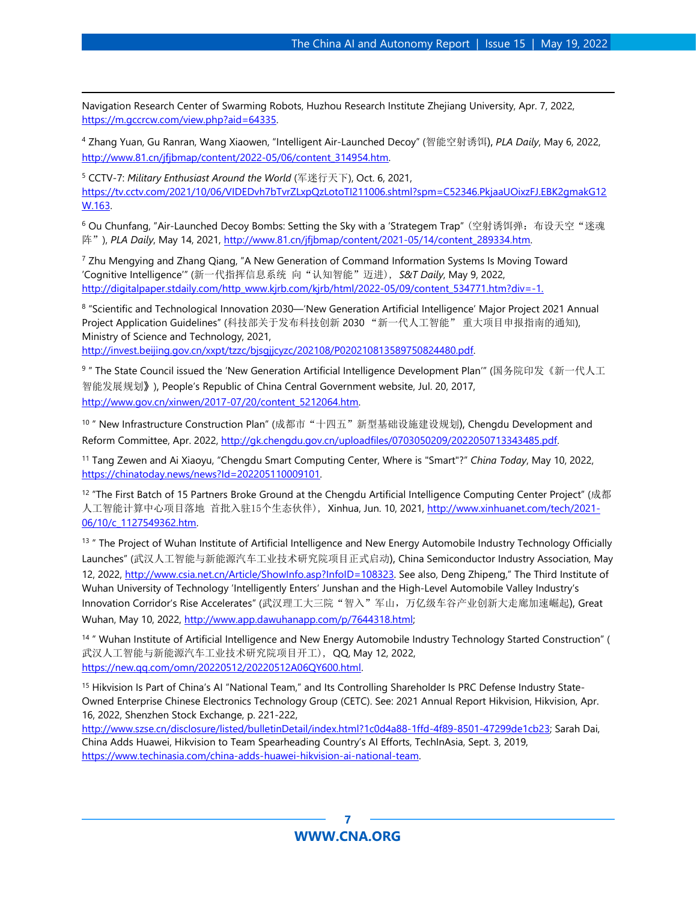Navigation Research Center of Swarming Robots, Huzhou Research Institute Zhejiang University, Apr. 7, 2022, https://m.gccrcw.com/view.php?aid=64335.

[4] Zhang Yuan, Gu Ranran, Wang Xiaowen, "Intelligent Air-Launched Decoy" (智能空射诱饵), *PLA Daily*, May 6, 2022, http://www.81.cn/jfjbmap/content/2022-05/06/content_314954.htm.

[5] CCTV-7: *Military Enthusiast Around the World* (军迷行天下), Oct. 6, 2021, https://tv.cctv.com/2021/10/06/VIDEDvh7bTvrZLxpQzLotoTI211006.shtml?spm=C52346.PkjaaUOixzFJ.EBK2gmakG12W.163.

[6] Ou Chunfang, "Air-Launched Decoy Bombs: Setting the Sky with a 'Strategem Trap" (空射诱饵弹：布设天空"迷魂阵"), *PLA Daily*, May 14, 2021, http://www.81.cn/jfjbmap/content/2021-05/14/content_289334.htm.

[7] Zhu Mengying and Zhang Qiang, "A New Generation of Command Information Systems Is Moving Toward 'Cognitive Intelligence'" (新一代指挥信息系统 向"认知智能"迈进)， *S&T Daily*, May 9, 2022, http://digitalpaper.stdaily.com/http_www.kjrb.com/kjrb/html/2022-05/09/content_534771.htm?div=-1.

[8] "Scientific and Technological Innovation 2030—'New Generation Artificial Intelligence' Major Project 2021 Annual Project Application Guidelines" (科技部关于发布科技创新 2030 "新一代人工智能" 重大项目申报指南的通知), Ministry of Science and Technology, 2021, http://invest.beijing.gov.cn/xxpt/tzzc/bjsgjjcyzc/202108/P020210813589750824480.pdf.

[9] " The State Council issued the 'New Generation Artificial Intelligence Development Plan'" (国务院印发《新一代人工智能发展规划》), People's Republic of China Central Government website, Jul. 20, 2017, http://www.gov.cn/xinwen/2017-07/20/content_5212064.htm.

[10] " New Infrastructure Construction Plan" (成都市"十四五"新型基础设施建设规划), Chengdu Development and Reform Committee, Apr. 2022, http://gk.chengdu.gov.cn/uploadfiles/0703050209/2022050713343485.pdf.

[11] Tang Zewen and Ai Xiaoyu, "Chengdu Smart Computing Center, Where is "Smart"?" *China Today*, May 10, 2022, https://chinatoday.news/news?Id=202205110009101.

[12] "The First Batch of 15 Partners Broke Ground at the Chengdu Artificial Intelligence Computing Center Project" (成都人工智能计算中心项目落地 首批入驻15个生态伙伴)， Xinhua, Jun. 10, 2021, http://www.xinhuanet.com/tech/2021-06/10/c_1127549362.htm.

[13] " The Project of Wuhan Institute of Artificial Intelligence and New Energy Automobile Industry Technology Officially Launches" (武汉人工智能与新能源汽车工业技术研究院项目正式启动), China Semiconductor Industry Association, May 12, 2022, http://www.csia.net.cn/Article/ShowInfo.asp?InfoID=108323. See also, Deng Zhipeng," The Third Institute of Wuhan University of Technology 'Intelligently Enters' Junshan and the High-Level Automobile Valley Industry's Innovation Corridor's Rise Accelerates" (武汉理工大三院"智入"军山，万亿级车谷产业创新大走廊加速崛起), Great Wuhan, May 10, 2022, http://www.app.dawuhanapp.com/p/7644318.html;

[14] " Wuhan Institute of Artificial Intelligence and New Energy Automobile Industry Technology Started Construction" (武汉人工智能与新能源汽车工业技术研究院项目开工)， QQ, May 12, 2022, https://new.qq.com/omn/20220512/20220512A06QY600.html.

[15] Hikvision Is Part of China's AI "National Team," and Its Controlling Shareholder Is PRC Defense Industry State-Owned Enterprise Chinese Electronics Technology Group (CETC). See: 2021 Annual Report Hikvision, Hikvision, Apr. 16, 2022, Shenzhen Stock Exchange, p. 221-222, http://www.szse.cn/disclosure/listed/bulletinDetail/index.html?1c0d4a88-1ffd-4f89-8501-47299de1cb23; Sarah Dai, China Adds Huawei, Hikvision to Team Spearheading Country's AI Efforts, TechInAsia, Sept. 3, 2019, https://www.techinasia.com/china-adds-huawei-hikvision-ai-national-team.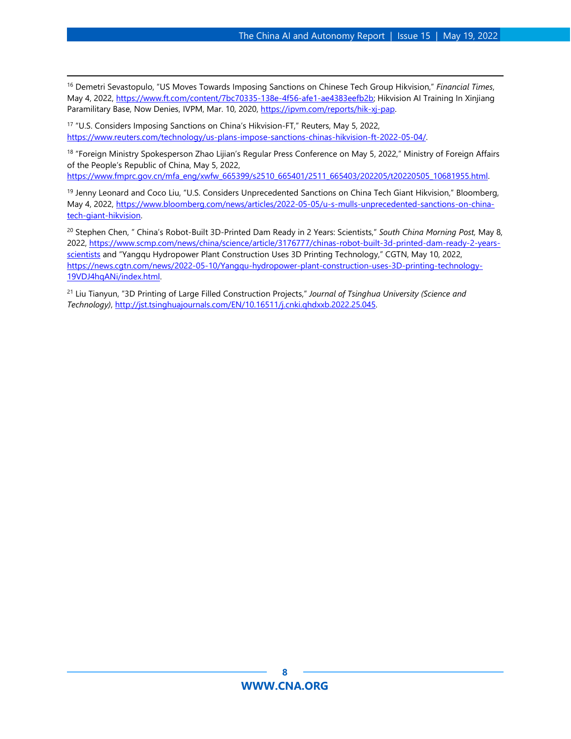[16] Demetri Sevastopulo, "US Moves Towards Imposing Sanctions on Chinese Tech Group Hikvision," *Financial Times*, May 4, 2022, https://www.ft.com/content/7bc70335-138e-4f56-afe1-ae4383eefb2b; Hikvision AI Training In Xinjiang Paramilitary Base, Now Denies, IVPM, Mar. 10, 2020, https://ipvm.com/reports/hik-xj-pap.

[17] "U.S. Considers Imposing Sanctions on China's Hikvision-FT," Reuters, May 5, 2022, https://www.reuters.com/technology/us-plans-impose-sanctions-chinas-hikvision-ft-2022-05-04/.

[18] "Foreign Ministry Spokesperson Zhao Lijian's Regular Press Conference on May 5, 2022," Ministry of Foreign Affairs of the People's Republic of China, May 5, 2022, https://www.fmprc.gov.cn/mfa_eng/xwfw_665399/s2510_665401/2511_665403/202205/t20220505_10681955.html.

[19] Jenny Leonard and Coco Liu, "U.S. Considers Unprecedented Sanctions on China Tech Giant Hikvision," Bloomberg, May 4, 2022, https://www.bloomberg.com/news/articles/2022-05-05/u-s-mulls-unprecedented-sanctions-on-china-tech-giant-hikvision.

[20] Stephen Chen, " China's Robot-Built 3D-Printed Dam Ready in 2 Years: Scientists," *South China Morning Post*, May 8, 2022, https://www.scmp.com/news/china/science/article/3176777/chinas-robot-built-3d-printed-dam-ready-2-years-scientists and "Yangqu Hydropower Plant Construction Uses 3D Printing Technology," CGTN, May 10, 2022, https://news.cgtn.com/news/2022-05-10/Yangqu-hydropower-plant-construction-uses-3D-printing-technology-19VDJ4hqANi/index.html.

[21] Liu Tianyun, "3D Printing of Large Filled Construction Projects," *Journal of Tsinghua University (Science and Technology)*, http://jst.tsinghuajournals.com/EN/10.16511/j.cnki.qhdxxb.2022.25.045.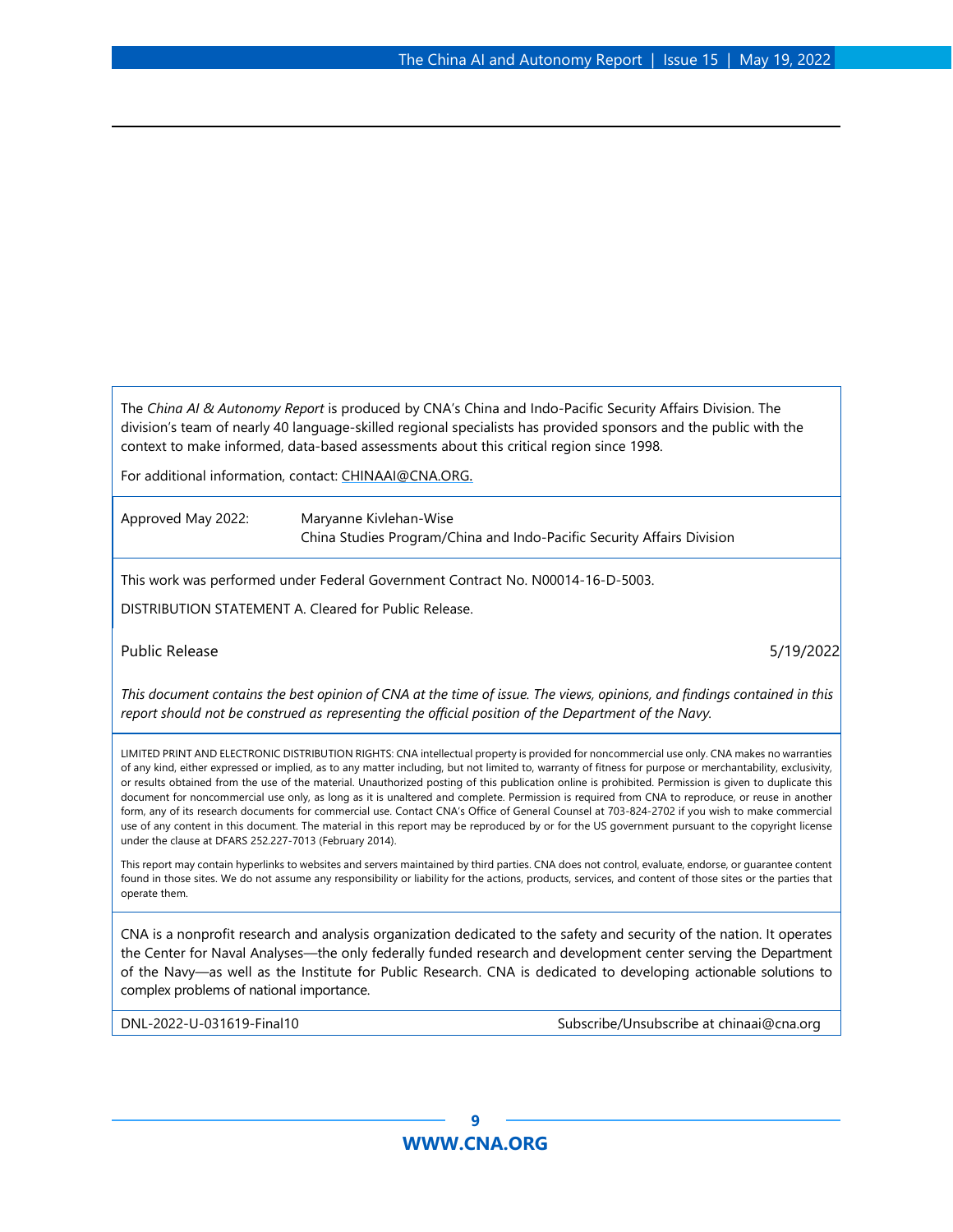The *China AI & Autonomy Report* is produced by CNA's China and Indo-Pacific Security Affairs Division. The division's team of nearly 40 language-skilled regional specialists has provided sponsors and the public with the context to make informed, data-based assessments about this critical region since 1998.

For additional information, contact: CHINAAI@CNA.ORG.

Approved May 2022: Maryanne Kivlehan-Wise
China Studies Program/China and Indo-Pacific Security Affairs Division

This work was performed under Federal Government Contract No. N00014-16-D-5003.

DISTRIBUTION STATEMENT A. Cleared for Public Release.

Public Release 5/19/2022

*This document contains the best opinion of CNA at the time of issue. The views, opinions, and findings contained in this report should not be construed as representing the official position of the Department of the Navy.*

LIMITED PRINT AND ELECTRONIC DISTRIBUTION RIGHTS: CNA intellectual property is provided for noncommercial use only. CNA makes no warranties of any kind, either expressed or implied, as to any matter including, but not limited to, warranty of fitness for purpose or merchantability, exclusivity, or results obtained from the use of the material. Unauthorized posting of this publication online is prohibited. Permission is given to duplicate this document for noncommercial use only, as long as it is unaltered and complete. Permission is required from CNA to reproduce, or reuse in another form, any of its research documents for commercial use. Contact CNA's Office of General Counsel at 703-824-2702 if you wish to make commercial use of any content in this document. The material in this report may be reproduced by or for the US government pursuant to the copyright license under the clause at DFARS 252.227-7013 (February 2014).

This report may contain hyperlinks to websites and servers maintained by third parties. CNA does not control, evaluate, endorse, or guarantee content found in those sites. We do not assume any responsibility or liability for the actions, products, services, and content of those sites or the parties that operate them.

CNA is a nonprofit research and analysis organization dedicated to the safety and security of the nation. It operates the Center for Naval Analyses—the only federally funded research and development center serving the Department of the Navy—as well as the Institute for Public Research. CNA is dedicated to developing actionable solutions to complex problems of national importance.

DNL-2022-U-031619-Final10 Subscribe/Unsubscribe at chinaai@cna.org